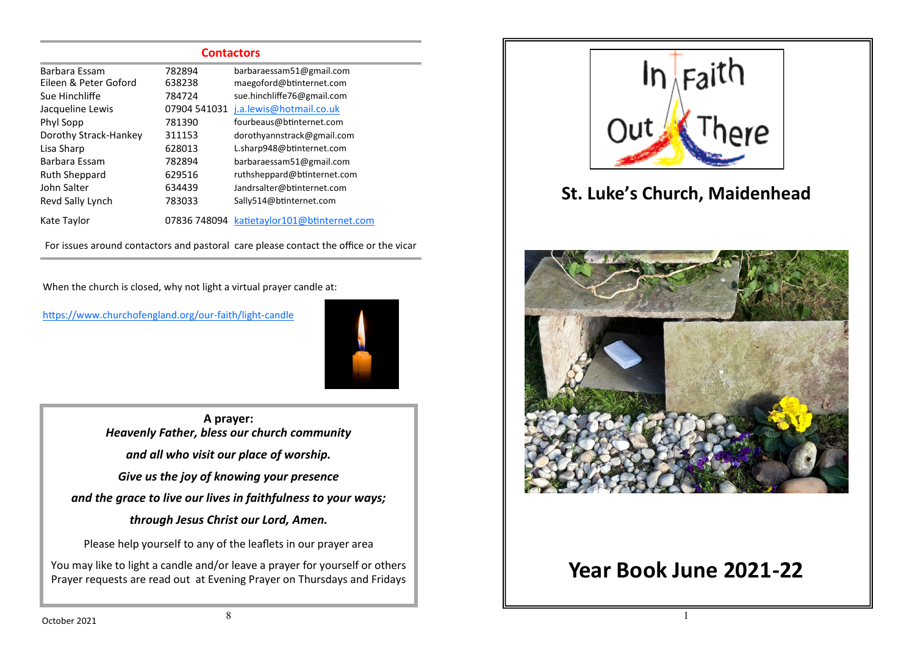## Contactors

| | | |
|---|---|---|
| Barbara Essam | 782894 | barbaraessam51@gmail.com |
| Eileen & Peter Goford | 638238 | maegoford@btinternet.com |
| Sue Hinchliffe | 784724 | sue.hinchliffe76@gmail.com |
| Jacqueline Lewis | 07904 541031 | j.a.lewis@hotmail.co.uk |
| Phyl Sopp | 781390 | fourbeaus@btinternet.com |
| Dorothy Strack-Hankey | 311153 | dorothyannstrack@gmail.com |
| Lisa Sharp | 628013 | L.sharp948@btinternet.com |
| Barbara Essam | 782894 | barbaraessam51@gmail.com |
| Ruth Sheppard | 629516 | ruthsheppard@btinternet.com |
| John Salter | 634439 | Jandrsalter@btinternet.com |
| Revd Sally Lynch | 783033 | Sally514@btinternet.com |
| Kate Taylor | 07836 748094 | katietaylor101@btinternet.com |

For issues around contactors and pastoral care please contact the office or the vicar

When the church is closed, why not light a virtual prayer candle at:

https://www.churchofengland.org/our-faith/light-candle

**A prayer:**

***Heavenly Father, bless our church community***

***and all who visit our place of worship.***

***Give us the joy of knowing your presence***

***and the grace to live our lives in faithfulness to your ways;***

***through Jesus Christ our Lord, Amen.***

Please help yourself to any of the leaflets in our prayer area

You may like to light a candle and/or leave a prayer for yourself or others
Prayer requests are read out at Evening Prayer on Thursdays and Fridays

October 2021

In Faith Out There

# St. Luke's Church, Maidenhead

# Year Book June 2021-22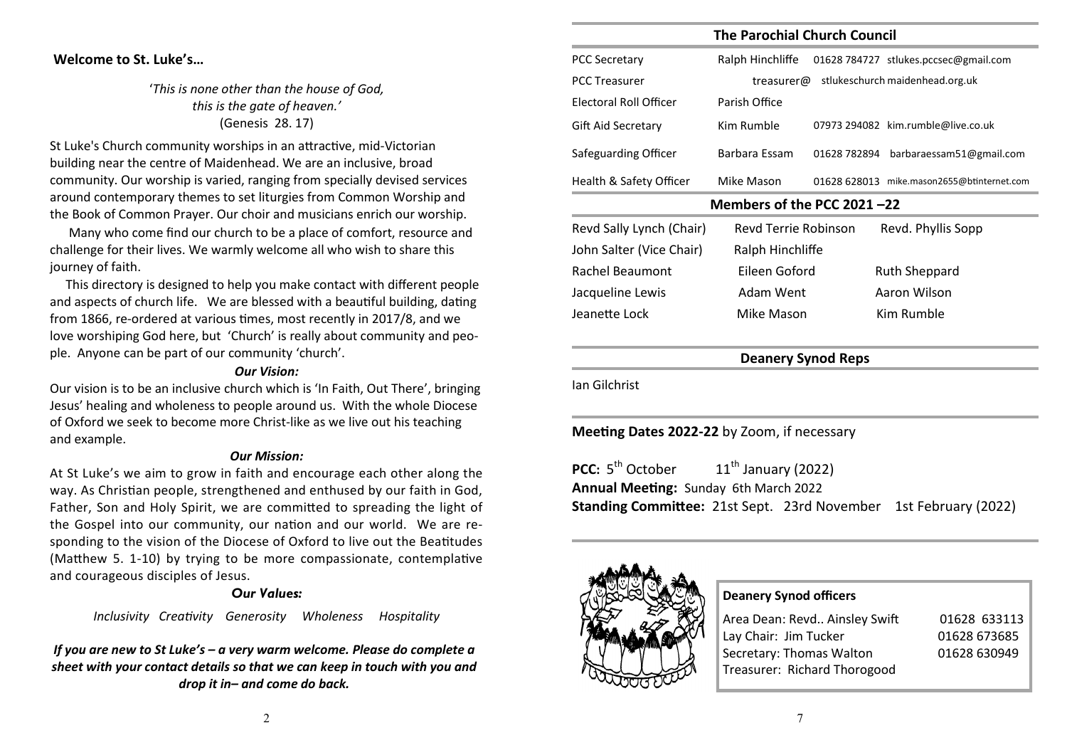## Welcome to St. Luke's…

*'This is none other than the house of God,*
*this is the gate of heaven.'*
(Genesis 28. 17)

St Luke's Church community worships in an attractive, mid-Victorian building near the centre of Maidenhead. We are an inclusive, broad community. Our worship is varied, ranging from specially devised services around contemporary themes to set liturgies from Common Worship and the Book of Common Prayer. Our choir and musicians enrich our worship.

Many who come find our church to be a place of comfort, resource and challenge for their lives. We warmly welcome all who wish to share this journey of faith.

This directory is designed to help you make contact with different people and aspects of church life. We are blessed with a beautiful building, dating from 1866, re-ordered at various times, most recently in 2017/8, and we love worshiping God here, but 'Church' is really about community and people. Anyone can be part of our community 'church'.

***Our Vision:***

Our vision is to be an inclusive church which is 'In Faith, Out There', bringing Jesus' healing and wholeness to people around us. With the whole Diocese of Oxford we seek to become more Christ-like as we live out his teaching and example.

***Our Mission:***

At St Luke's we aim to grow in faith and encourage each other along the way. As Christian people, strengthened and enthused by our faith in God, Father, Son and Holy Spirit, we are committed to spreading the light of the Gospel into our community, our nation and our world. We are responding to the vision of the Diocese of Oxford to live out the Beatitudes (Matthew 5. 1-10) by trying to be more compassionate, contemplative and courageous disciples of Jesus.

***Our Values:***

*Inclusivity Creativity Generosity Wholeness Hospitality*

***If you are new to St Luke's – a very warm welcome. Please do complete a sheet with your contact details so that we can keep in touch with you and drop it in– and come do back.***

## The Parochial Church Council

| | | | |
|---|---|---|---|
| PCC Secretary | Ralph Hinchliffe | 01628 784727 | stlukes.pccsec@gmail.com |
| PCC Treasurer | treasurer@ | | stlukeschurch maidenhead.org.uk |
| Electoral Roll Officer | Parish Office | | |
| Gift Aid Secretary | Kim Rumble | 07973 294082 | kim.rumble@live.co.uk |
| Safeguarding Officer | Barbara Essam | 01628 782894 | barbaraessam51@gmail.com |
| Health & Safety Officer | Mike Mason | 01628 628013 | mike.mason2655@btinternet.com |

## Members of the PCC 2021 –22

| | | |
|---|---|---|
| Revd Sally Lynch (Chair) | Revd Terrie Robinson | Revd. Phyllis Sopp |
| John Salter (Vice Chair) | Ralph Hinchliffe | |
| Rachel Beaumont | Eileen Goford | Ruth Sheppard |
| Jacqueline Lewis | Adam Went | Aaron Wilson |
| Jeanette Lock | Mike Mason | Kim Rumble |

## Deanery Synod Reps

Ian Gilchrist

**Meeting Dates 2022-22** by Zoom, if necessary

**PCC:** 5th October 11th January (2022)
**Annual Meeting:** Sunday 6th March 2022
**Standing Committee:** 21st Sept. 23rd November 1st February (2022)

**Deanery Synod officers**

| | |
|---|---|
| Area Dean: Revd.. Ainsley Swift | 01628 633113 |
| Lay Chair: Jim Tucker | 01628 673685 |
| Secretary: Thomas Walton | 01628 630949 |
| Treasurer: Richard Thorogood | |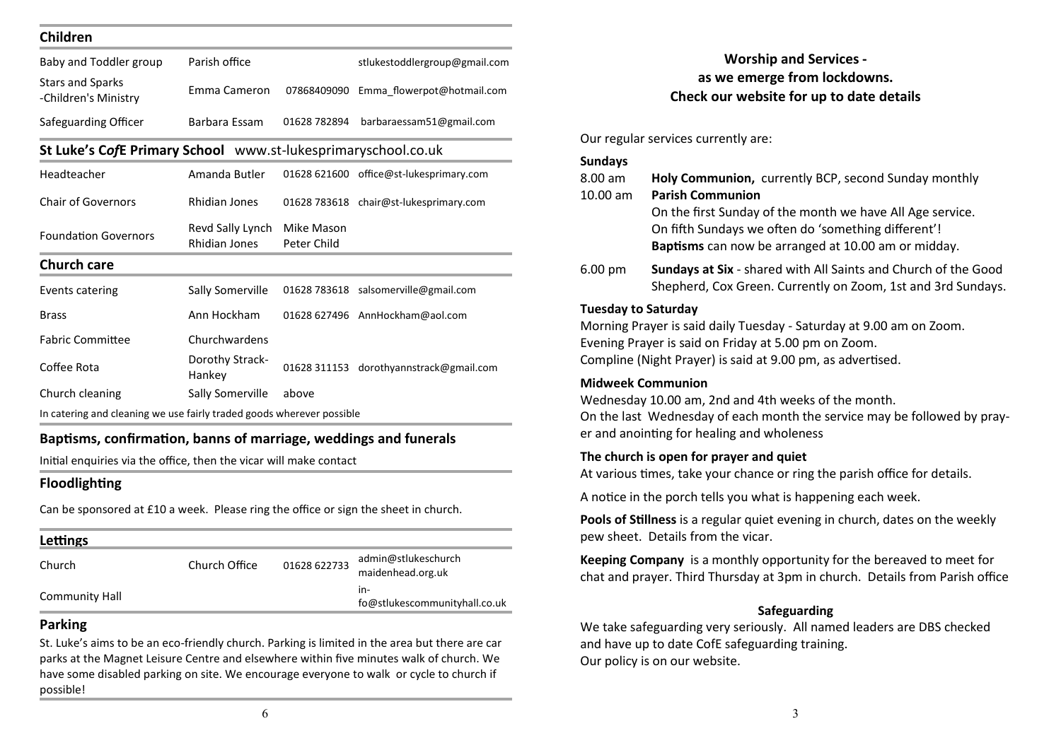## Children

| | | | |
|---|---|---|---|
| Baby and Toddler group | Parish office | | stlukestoddlergroup@gmail.com |
| Stars and Sparks -Children's Ministry | Emma Cameron | 07868409090 | Emma_flowerpot@hotmail.com |
| Safeguarding Officer | Barbara Essam | 01628 782894 | barbaraessam51@gmail.com |

## St Luke's C*of*E Primary School www.st-lukesprimaryschool.co.uk

| | | | |
|---|---|---|---|
| Headteacher | Amanda Butler | 01628 621600 | office@st-lukesprimary.com |
| Chair of Governors | Rhidian Jones | 01628 783618 | chair@st-lukesprimary.com |
| Foundation Governors | Revd Sally Lynch<br>Rhidian Jones | Mike Mason<br>Peter Child | |

## Church care

| | | | |
|---|---|---|---|
| Events catering | Sally Somerville | 01628 783618 | salsomerville@gmail.com |
| Brass | Ann Hockham | 01628 627496 | AnnHockham@aol.com |
| Fabric Committee | Churchwardens | | |
| Coffee Rota | Dorothy Strack-Hankey | 01628 311153 | dorothyannstrack@gmail.com |
| Church cleaning | Sally Somerville | above | |

In catering and cleaning we use fairly traded goods wherever possible

## Baptisms, confirmation, banns of marriage, weddings and funerals

Initial enquiries via the office, then the vicar will make contact

## Floodlighting

Can be sponsored at £10 a week. Please ring the office or sign the sheet in church.

## Lettings

| | | | |
|---|---|---|---|
| Church | Church Office | 01628 622733 | admin@stlukeschurchmaidenhead.org.uk |
| Community Hall | | | info@stlukescommunityhall.co.uk |

## Parking

St. Luke's aims to be an eco-friendly church. Parking is limited in the area but there are car parks at the Magnet Leisure Centre and elsewhere within five minutes walk of church. We have some disabled parking on site. We encourage everyone to walk or cycle to church if possible!

## Worship and Services - as we emerge from lockdowns. Check our website for up to date details

Our regular services currently are:

**Sundays**

8.00 am **Holy Communion,** currently BCP, second Sunday monthly

10.00 am **Parish Communion**
On the first Sunday of the month we have All Age service.
On fifth Sundays we often do 'something different'!
**Baptisms** can now be arranged at 10.00 am or midday.

6.00 pm **Sundays at Six** - shared with All Saints and Church of the Good Shepherd, Cox Green. Currently on Zoom, 1st and 3rd Sundays.

**Tuesday to Saturday**

Morning Prayer is said daily Tuesday - Saturday at 9.00 am on Zoom.
Evening Prayer is said on Friday at 5.00 pm on Zoom.
Compline (Night Prayer) is said at 9.00 pm, as advertised.

**Midweek Communion**

Wednesday 10.00 am, 2nd and 4th weeks of the month.
On the last Wednesday of each month the service may be followed by prayer and anointing for healing and wholeness

**The church is open for prayer and quiet**

At various times, take your chance or ring the parish office for details.

A notice in the porch tells you what is happening each week.

**Pools of Stillness** is a regular quiet evening in church, dates on the weekly pew sheet. Details from the vicar.

**Keeping Company** is a monthly opportunity for the bereaved to meet for chat and prayer. Third Thursday at 3pm in church. Details from Parish office

### Safeguarding

We take safeguarding very seriously. All named leaders are DBS checked and have up to date CofE safeguarding training.
Our policy is on our website.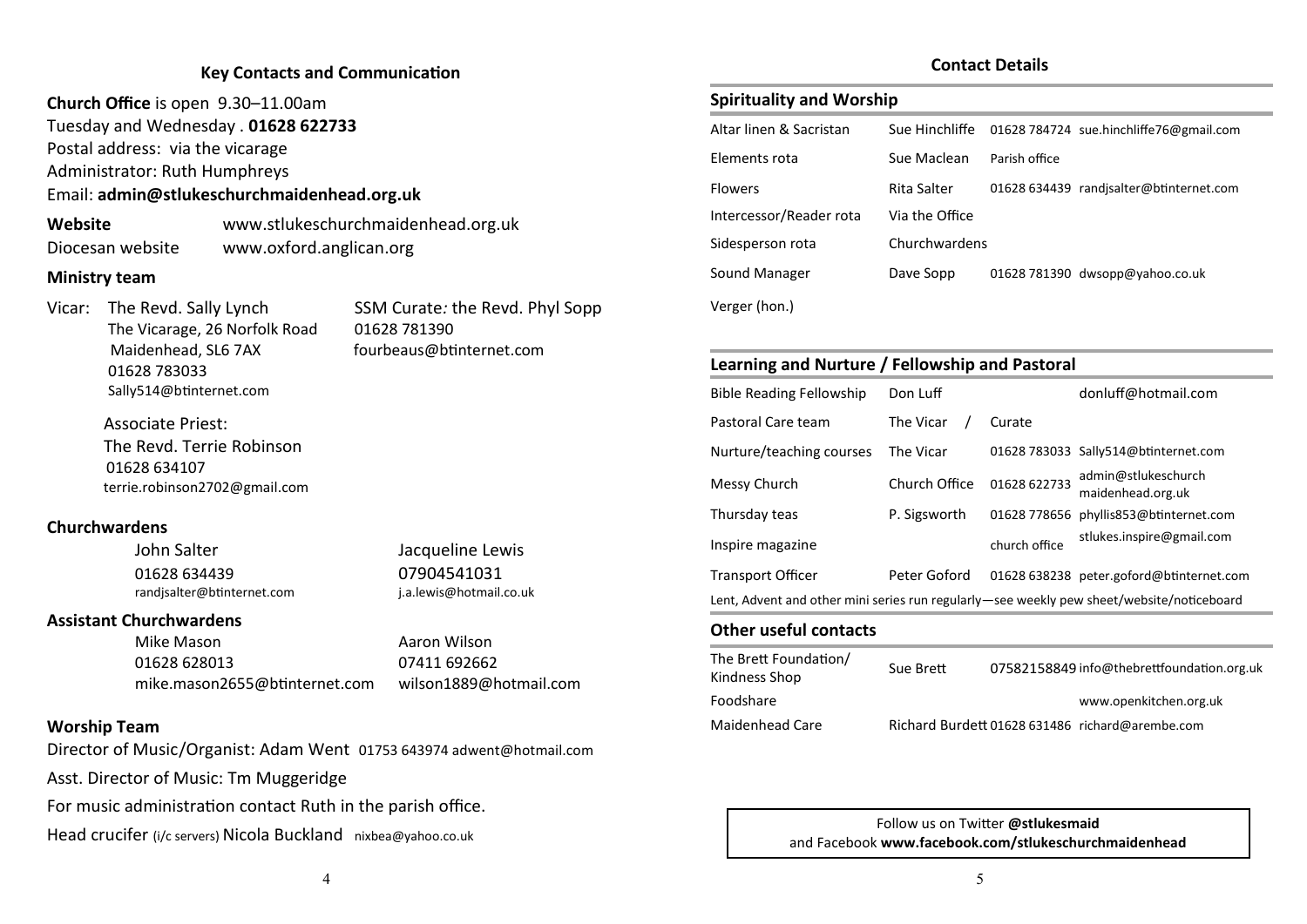## Key Contacts and Communication

**Church Office** is open 9.30–11.00am Tuesday and Wednesday . **01628 622733**
Postal address: via the vicarage
Administrator: Ruth Humphreys
Email: **admin@stlukeschurchmaidenhead.org.uk**

**Website** www.stlukeschurchmaidenhead.org.uk
Diocesan website www.oxford.anglican.org

### Ministry team

Vicar: The Revd. Sally Lynch
The Vicarage, 26 Norfolk Road
Maidenhead, SL6 7AX
01628 783033
Sally514@btinternet.com

SSM Curate: the Revd. Phyl Sopp
01628 781390
fourbeaus@btinternet.com

Associate Priest:
The Revd. Terrie Robinson
01628 634107
terrie.robinson2702@gmail.com

### Churchwardens

John Salter
01628 634439
randjsalter@btinternet.com

Jacqueline Lewis
07904541031
j.a.lewis@hotmail.co.uk

### Assistant Churchwardens

Mike Mason
01628 628013
mike.mason2655@btinternet.com

Aaron Wilson
07411 692662
wilson1889@hotmail.com

### Worship Team

Director of Music/Organist: Adam Went 01753 643974 adwent@hotmail.com

Asst. Director of Music: Tm Muggeridge

For music administration contact Ruth in the parish office.

Head crucifer (i/c servers) Nicola Buckland nixbea@yahoo.co.uk

## Contact Details

### Spirituality and Worship

| | | | |
|---|---|---|---|
| Altar linen & Sacristan | Sue Hinchliffe | 01628 784724 | sue.hinchliffe76@gmail.com |
| Elements rota | Sue Maclean | Parish office | |
| Flowers | Rita Salter | 01628 634439 | randjsalter@btinternet.com |
| Intercessor/Reader rota | Via the Office | | |
| Sidesperson rota | Churchwardens | | |
| Sound Manager | Dave Sopp | 01628 781390 | dwsopp@yahoo.co.uk |
| Verger (hon.) | | | |

### Learning and Nurture / Fellowship and Pastoral

| | | | |
|---|---|---|---|
| Bible Reading Fellowship | Don Luff | | donluff@hotmail.com |
| Pastoral Care team | The Vicar / | Curate | |
| Nurture/teaching courses | The Vicar | 01628 783033 | Sally514@btinternet.com |
| Messy Church | Church Office | 01628 622733 | admin@stlukeschurch maidenhead.org.uk |
| Thursday teas | P. Sigsworth | 01628 778656 | phyllis853@btinternet.com |
| Inspire magazine | | church office | stlukes.inspire@gmail.com |
| Transport Officer | Peter Goford | 01628 638238 | peter.goford@btinternet.com |

Lent, Advent and other mini series run regularly—see weekly pew sheet/website/noticeboard

### Other useful contacts

| | | | |
|---|---|---|---|
| The Brett Foundation/ Kindness Shop | Sue Brett | 07582158849 | info@thebrettfoundation.org.uk |
| Foodshare | | | www.openkitchen.org.uk |
| Maidenhead Care | Richard Burdett | 01628 631486 | richard@arembe.com |

Follow us on Twitter **@stlukesmaid**
and Facebook **www.facebook.com/stlukeschurchmaidenhead**